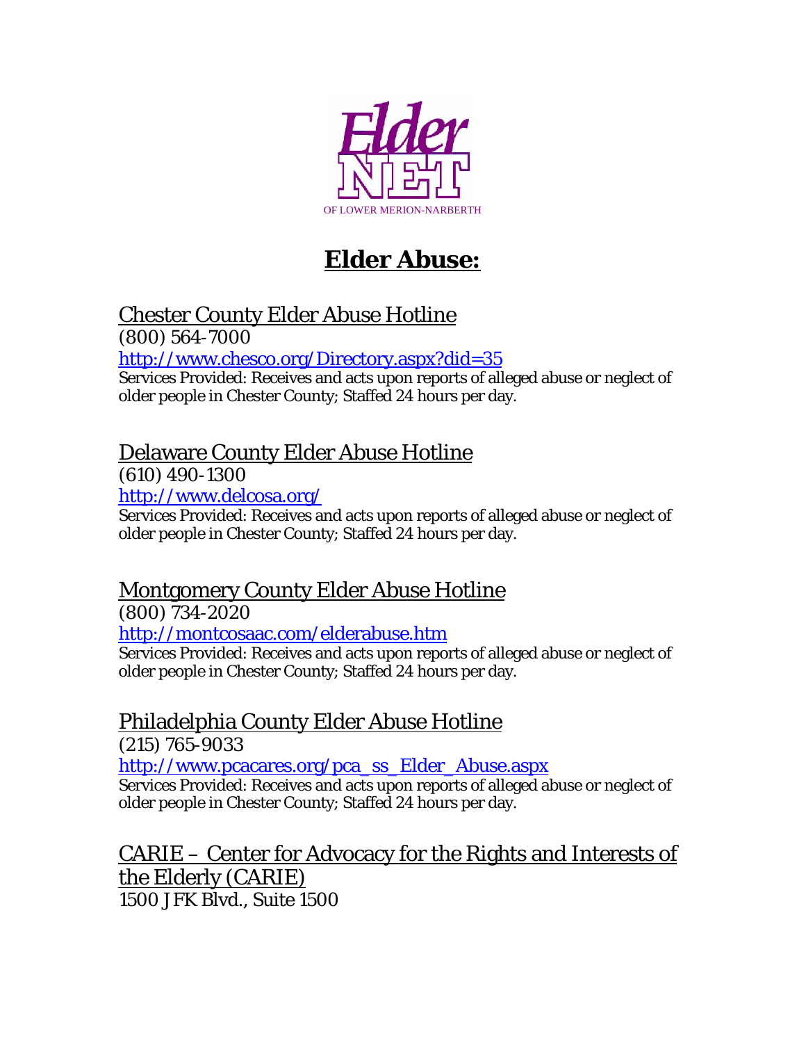ElderNET OF LOWER MERION-NARBERTH

# Elder Abuse:

## Chester County Elder Abuse Hotline

(800) 564-7000

http://www.chesco.org/Directory.aspx?did=35

Services Provided: Receives and acts upon reports of alleged abuse or neglect of older people in Chester County; Staffed 24 hours per day.

## Delaware County Elder Abuse Hotline

(610) 490-1300

http://www.delcosa.org/

Services Provided: Receives and acts upon reports of alleged abuse or neglect of older people in Chester County; Staffed 24 hours per day.

## Montgomery County Elder Abuse Hotline

(800) 734-2020

http://montcosaac.com/elderabuse.htm

Services Provided: Receives and acts upon reports of alleged abuse or neglect of older people in Chester County; Staffed 24 hours per day.

## Philadelphia County Elder Abuse Hotline

(215) 765-9033

http://www.pcacares.org/pca_ss_Elder_Abuse.aspx

Services Provided: Receives and acts upon reports of alleged abuse or neglect of older people in Chester County; Staffed 24 hours per day.

## CARIE – Center for Advocacy for the Rights and Interests of the Elderly (CARIE)

1500 JFK Blvd., Suite 1500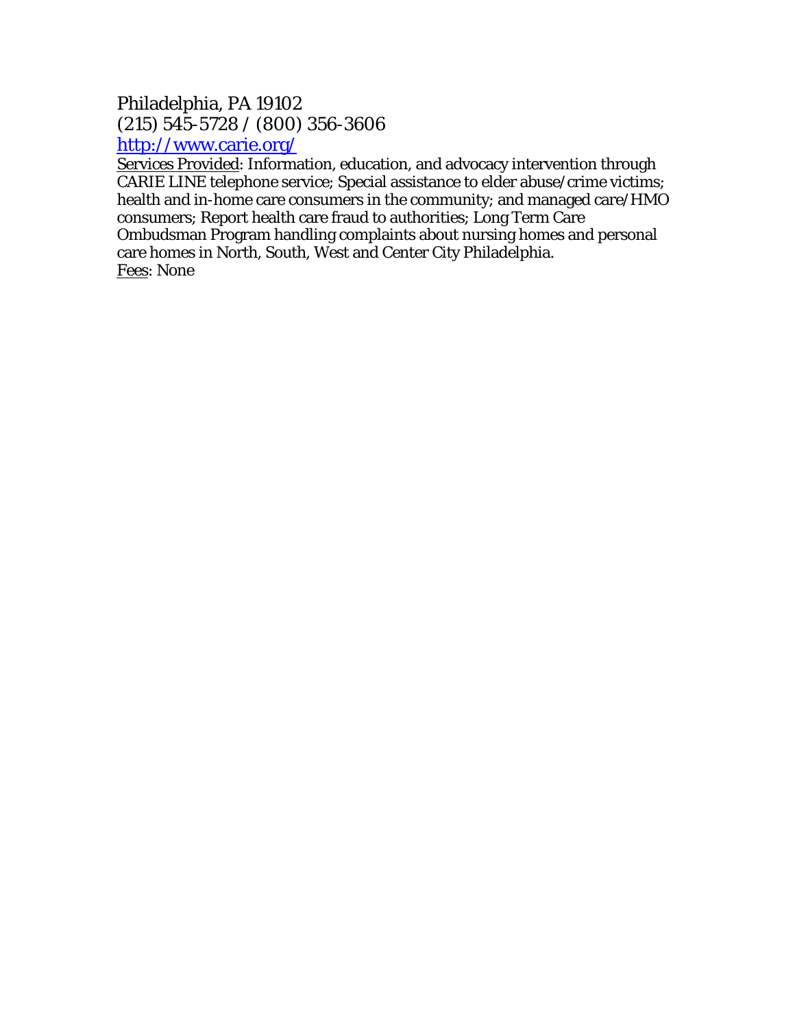Philadelphia, PA 19102
(215) 545-5728 / (800) 356-3606
http://www.carie.org/

Services Provided: Information, education, and advocacy intervention through CARIE LINE telephone service; Special assistance to elder abuse/crime victims; health and in-home care consumers in the community; and managed care/HMO consumers; Report health care fraud to authorities; Long Term Care Ombudsman Program handling complaints about nursing homes and personal care homes in North, South, West and Center City Philadelphia.
Fees: None